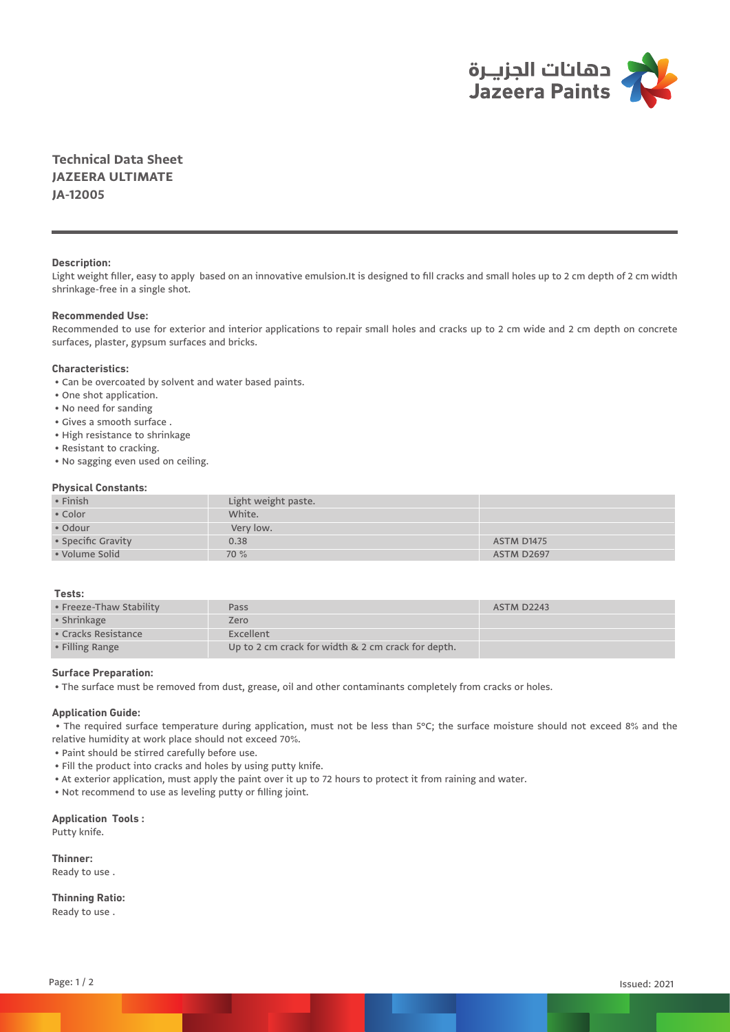دهانات الجزيـرة
Jazeera Paints

# Technical Data Sheet
## JAZEERA ULTIMATE
## JA-12005

**Description:**

Light weight filler, easy to apply based on an innovative emulsion.It is designed to fill cracks and small holes up to 2 cm depth of 2 cm width shrinkage-free in a single shot.

**Recommended Use:**

Recommended to use for exterior and interior applications to repair small holes and cracks up to 2 cm wide and 2 cm depth on concrete surfaces, plaster, gypsum surfaces and bricks.

**Characteristics:**

- Can be overcoated by solvent and water based paints.
- One shot application.
- No need for sanding
- Gives a smooth surface .
- High resistance to shrinkage
- Resistant to cracking.
- No sagging even used on ceiling.

**Physical Constants:**

| | | |
|---|---|---|
| • Finish | Light weight paste. | |
| • Color | White. | |
| • Odour | Very low. | |
| • Specific Gravity | 0.38 | ASTM D1475 |
| • Volume Solid | 70 % | ASTM D2697 |

**Tests:**

| | | |
|---|---|---|
| • Freeze-Thaw Stability | Pass | ASTM D2243 |
| • Shrinkage | Zero | |
| • Cracks Resistance | Excellent | |
| • Filling Range | Up to 2 cm crack for width & 2 cm crack for depth. | |

**Surface Preparation:**

- The surface must be removed from dust, grease, oil and other contaminants completely from cracks or holes.

**Application Guide:**

- The required surface temperature during application, must not be less than 5°C; the surface moisture should not exceed 8% and the relative humidity at work place should not exceed 70%.
- Paint should be stirred carefully before use.
- Fill the product into cracks and holes by using putty knife.
- At exterior application, must apply the paint over it up to 72 hours to protect it from raining and water.
- Not recommend to use as leveling putty or filling joint.

**Application Tools :**

Putty knife.

**Thinner:**

Ready to use .

**Thinning Ratio:**

Ready to use .

Issued: 2021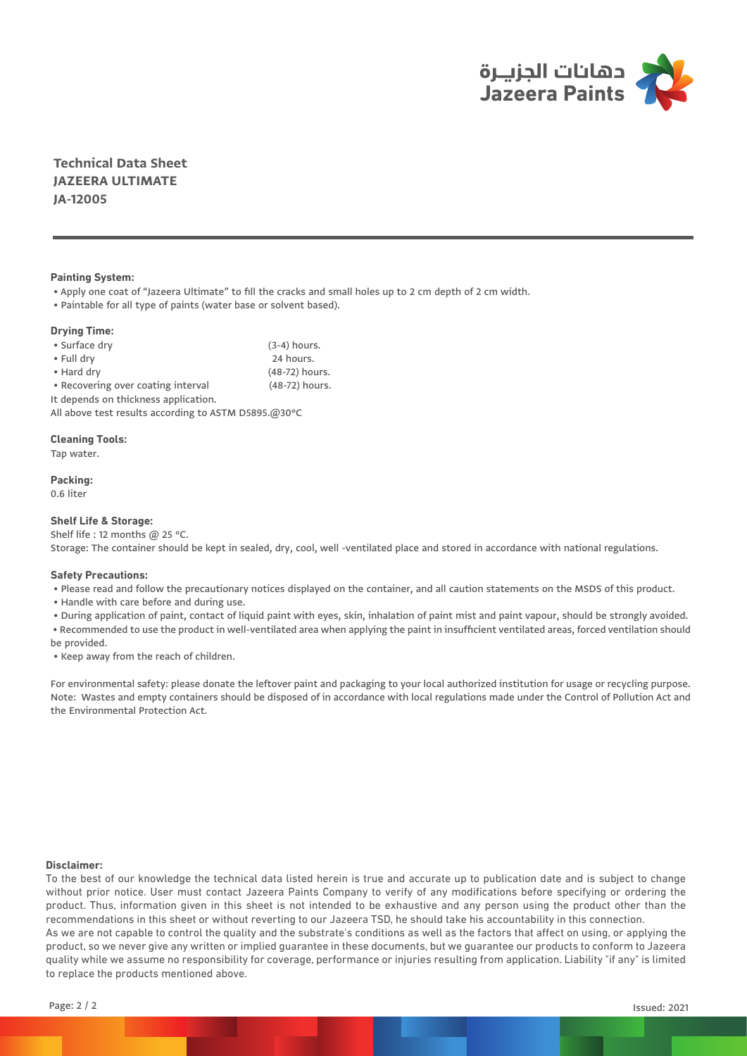# Technical Data Sheet
## JAZEERA ULTIMATE
## JA-12005

**Painting System:**

- Apply one coat of "Jazeera Ultimate" to fill the cracks and small holes up to 2 cm depth of 2 cm width.
- Paintable for all type of paints (water base or solvent based).

**Drying Time:**

| | |
|---|---|
| • Surface dry | (3-4) hours. |
| • Full dry | 24 hours. |
| • Hard dry | (48-72) hours. |
| • Recovering over coating interval | (48-72) hours. |

It depends on thickness application.

All above test results according to ASTM D5895.@30°C

**Cleaning Tools:**

Tap water.

**Packing:**

0.6 liter

**Shelf Life & Storage:**

Shelf life : 12 months @ 25 °C.

Storage: The container should be kept in sealed, dry, cool, well -ventilated place and stored in accordance with national regulations.

**Safety Precautions:**

- Please read and follow the precautionary notices displayed on the container, and all caution statements on the MSDS of this product.
- Handle with care before and during use.
- During application of paint, contact of liquid paint with eyes, skin, inhalation of paint mist and paint vapour, should be strongly avoided.
- Recommended to use the product in well-ventilated area when applying the paint in insufficient ventilated areas, forced ventilation should be provided.
- Keep away from the reach of children.

For environmental safety: please donate the leftover paint and packaging to your local authorized institution for usage or recycling purpose.
Note: Wastes and empty containers should be disposed of in accordance with local regulations made under the Control of Pollution Act and the Environmental Protection Act.

**Disclaimer:**

To the best of our knowledge the technical data listed herein is true and accurate up to publication date and is subject to change without prior notice. User must contact Jazeera Paints Company to verify of any modifications before specifying or ordering the product. Thus, information given in this sheet is not intended to be exhaustive and any person using the product other than the recommendations in this sheet or without reverting to our Jazeera TSD, he should take his accountability in this connection.
As we are not capable to control the quality and the substrate's conditions as well as the factors that affect on using, or applying the product, so we never give any written or implied guarantee in these documents, but we guarantee our products to conform to Jazeera quality while we assume no responsibility for coverage, performance or injuries resulting from application. Liability "if any" is limited to replace the products mentioned above.

Issued: 2021